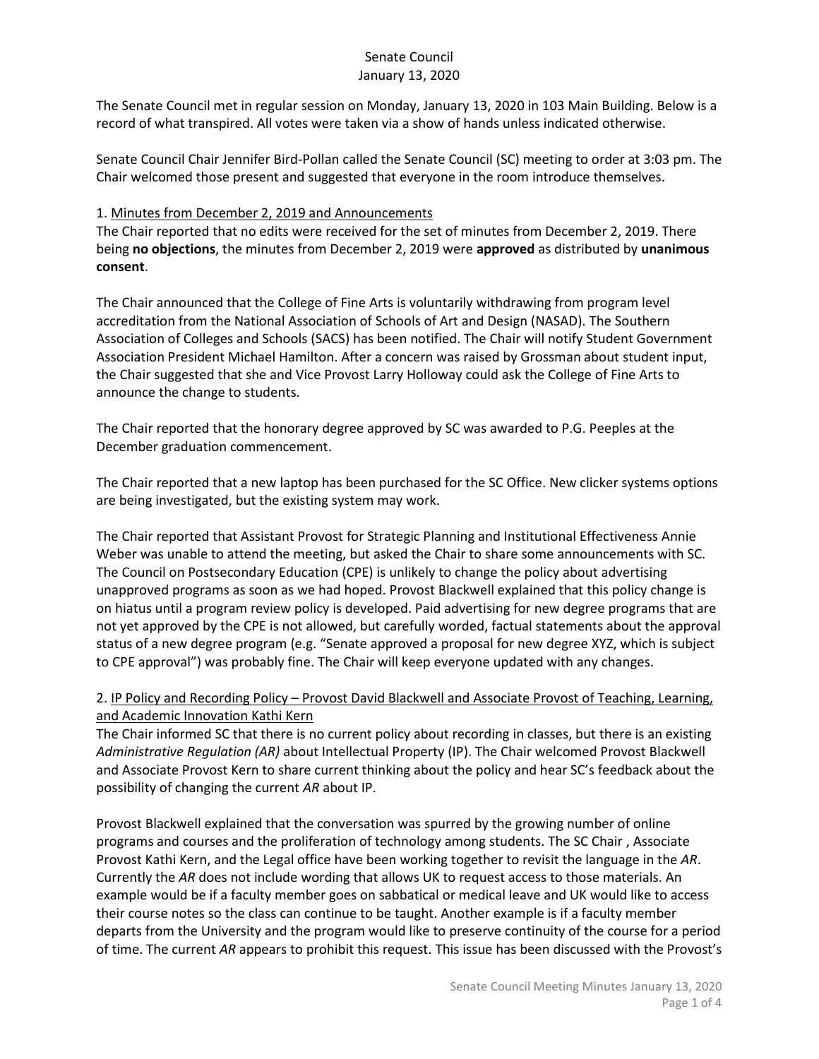Senate Council
January 13, 2020

The Senate Council met in regular session on Monday, January 13, 2020 in 103 Main Building. Below is a record of what transpired. All votes were taken via a show of hands unless indicated otherwise.

Senate Council Chair Jennifer Bird-Pollan called the Senate Council (SC) meeting to order at 3:03 pm. The Chair welcomed those present and suggested that everyone in the room introduce themselves.

1. Minutes from December 2, 2019 and Announcements
The Chair reported that no edits were received for the set of minutes from December 2, 2019. There being **no objections**, the minutes from December 2, 2019 were **approved** as distributed by **unanimous consent**.

The Chair announced that the College of Fine Arts is voluntarily withdrawing from program level accreditation from the National Association of Schools of Art and Design (NASAD). The Southern Association of Colleges and Schools (SACS) has been notified. The Chair will notify Student Government Association President Michael Hamilton. After a concern was raised by Grossman about student input, the Chair suggested that she and Vice Provost Larry Holloway could ask the College of Fine Arts to announce the change to students.

The Chair reported that the honorary degree approved by SC was awarded to P.G. Peeples at the December graduation commencement.

The Chair reported that a new laptop has been purchased for the SC Office. New clicker systems options are being investigated, but the existing system may work.

The Chair reported that Assistant Provost for Strategic Planning and Institutional Effectiveness Annie Weber was unable to attend the meeting, but asked the Chair to share some announcements with SC. The Council on Postsecondary Education (CPE) is unlikely to change the policy about advertising unapproved programs as soon as we had hoped. Provost Blackwell explained that this policy change is on hiatus until a program review policy is developed. Paid advertising for new degree programs that are not yet approved by the CPE is not allowed, but carefully worded, factual statements about the approval status of a new degree program (e.g. "Senate approved a proposal for new degree XYZ, which is subject to CPE approval") was probably fine. The Chair will keep everyone updated with any changes.

2. IP Policy and Recording Policy – Provost David Blackwell and Associate Provost of Teaching, Learning, and Academic Innovation Kathi Kern
The Chair informed SC that there is no current policy about recording in classes, but there is an existing *Administrative Regulation (AR)* about Intellectual Property (IP). The Chair welcomed Provost Blackwell and Associate Provost Kern to share current thinking about the policy and hear SC's feedback about the possibility of changing the current *AR* about IP.

Provost Blackwell explained that the conversation was spurred by the growing number of online programs and courses and the proliferation of technology among students. The SC Chair , Associate Provost Kathi Kern, and the Legal office have been working together to revisit the language in the *AR*. Currently the *AR* does not include wording that allows UK to request access to those materials. An example would be if a faculty member goes on sabbatical or medical leave and UK would like to access their course notes so the class can continue to be taught. Another example is if a faculty member departs from the University and the program would like to preserve continuity of the course for a period of time. The current *AR* appears to prohibit this request. This issue has been discussed with the Provost's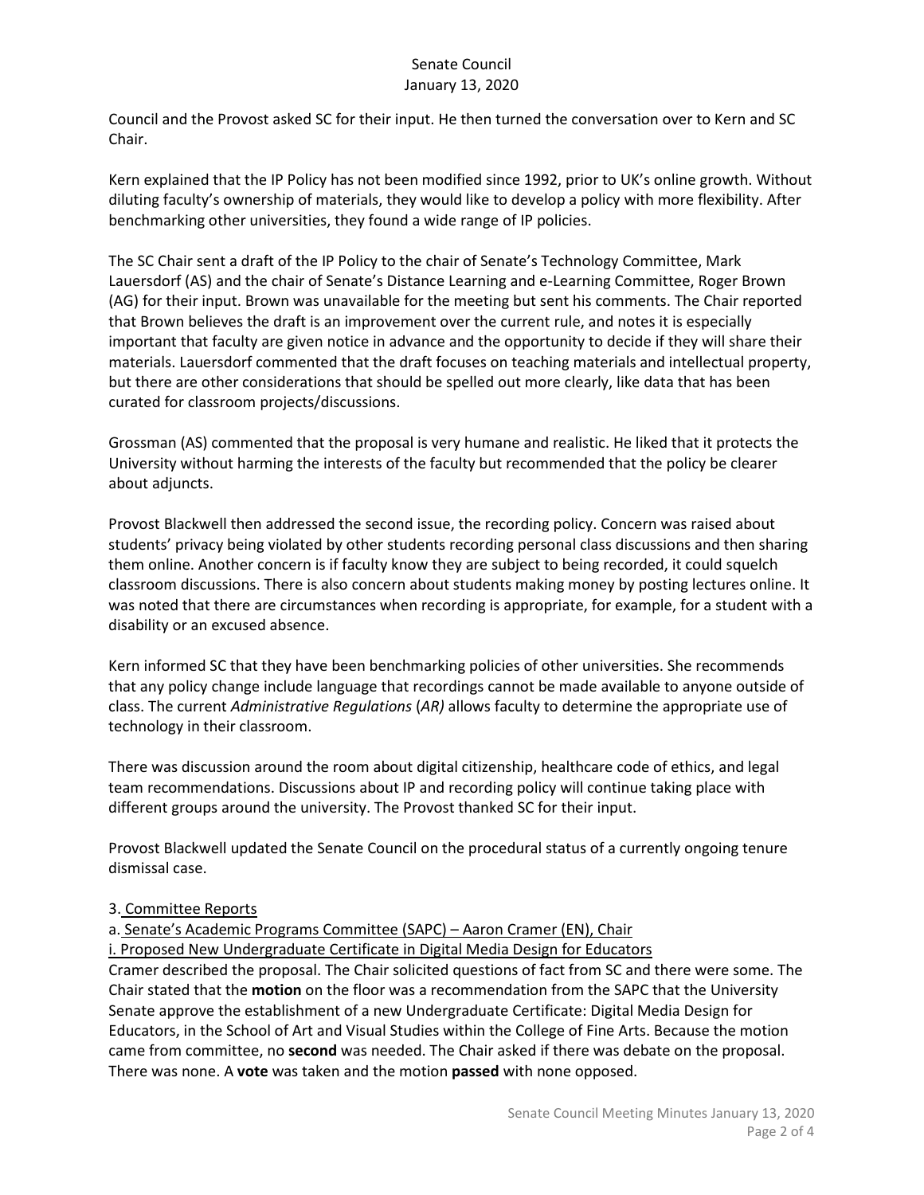Council and the Provost asked SC for their input. He then turned the conversation over to Kern and SC Chair.

Kern explained that the IP Policy has not been modified since 1992, prior to UK's online growth. Without diluting faculty's ownership of materials, they would like to develop a policy with more flexibility. After benchmarking other universities, they found a wide range of IP policies.

The SC Chair sent a draft of the IP Policy to the chair of Senate's Technology Committee, Mark Lauersdorf (AS) and the chair of Senate's Distance Learning and e-Learning Committee, Roger Brown (AG) for their input. Brown was unavailable for the meeting but sent his comments. The Chair reported that Brown believes the draft is an improvement over the current rule, and notes it is especially important that faculty are given notice in advance and the opportunity to decide if they will share their materials. Lauersdorf commented that the draft focuses on teaching materials and intellectual property, but there are other considerations that should be spelled out more clearly, like data that has been curated for classroom projects/discussions.

Grossman (AS) commented that the proposal is very humane and realistic. He liked that it protects the University without harming the interests of the faculty but recommended that the policy be clearer about adjuncts.

Provost Blackwell then addressed the second issue, the recording policy. Concern was raised about students' privacy being violated by other students recording personal class discussions and then sharing them online. Another concern is if faculty know they are subject to being recorded, it could squelch classroom discussions. There is also concern about students making money by posting lectures online. It was noted that there are circumstances when recording is appropriate, for example, for a student with a disability or an excused absence.

Kern informed SC that they have been benchmarking policies of other universities. She recommends that any policy change include language that recordings cannot be made available to anyone outside of class. The current *Administrative Regulations* (*AR)* allows faculty to determine the appropriate use of technology in their classroom.

There was discussion around the room about digital citizenship, healthcare code of ethics, and legal team recommendations. Discussions about IP and recording policy will continue taking place with different groups around the university. The Provost thanked SC for their input.

Provost Blackwell updated the Senate Council on the procedural status of a currently ongoing tenure dismissal case.

3. Committee Reports

a. Senate's Academic Programs Committee (SAPC) – Aaron Cramer (EN), Chair

i. Proposed New Undergraduate Certificate in Digital Media Design for Educators

Cramer described the proposal. The Chair solicited questions of fact from SC and there were some. The Chair stated that the **motion** on the floor was a recommendation from the SAPC that the University Senate approve the establishment of a new Undergraduate Certificate: Digital Media Design for Educators, in the School of Art and Visual Studies within the College of Fine Arts. Because the motion came from committee, no **second** was needed. The Chair asked if there was debate on the proposal. There was none. A **vote** was taken and the motion **passed** with none opposed.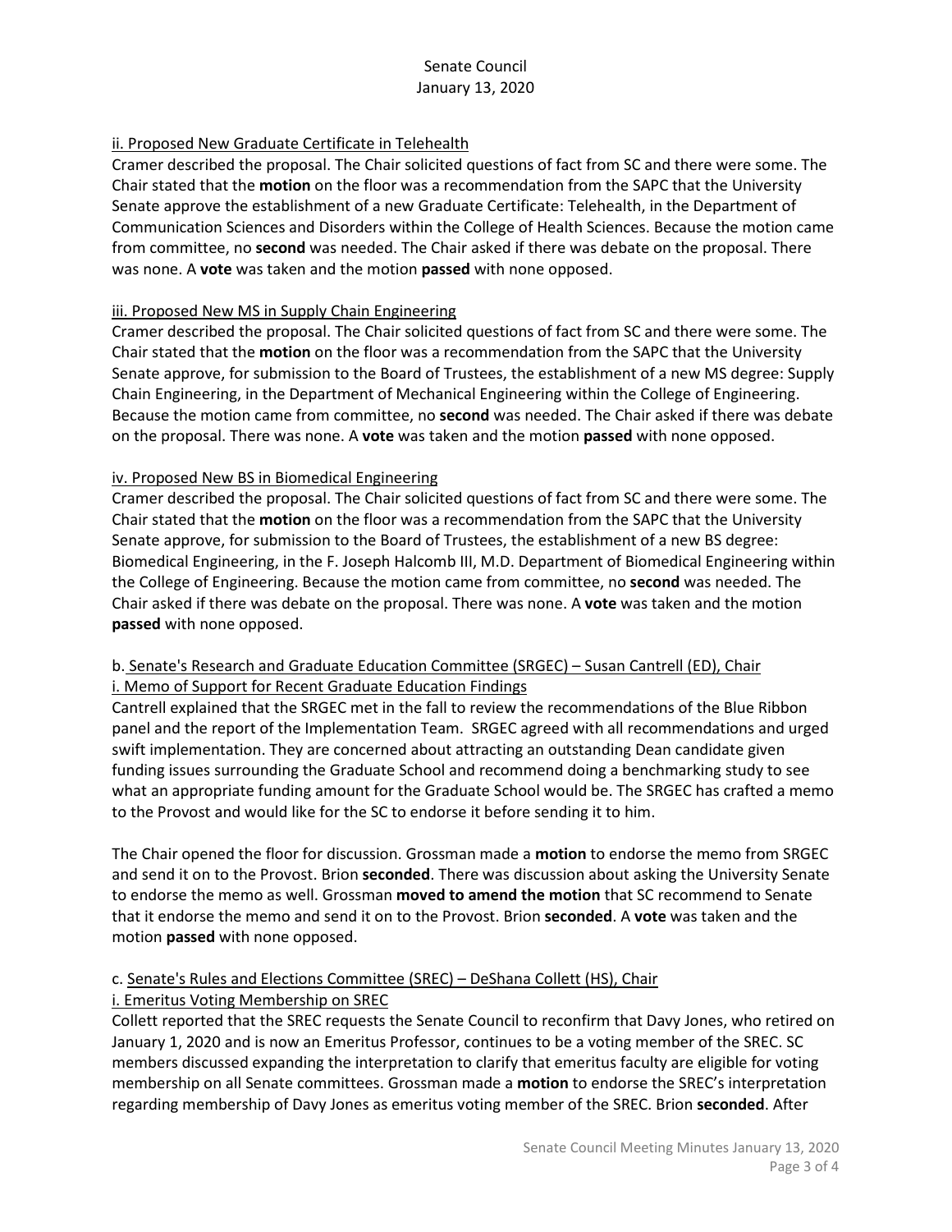ii. Proposed New Graduate Certificate in Telehealth

Cramer described the proposal. The Chair solicited questions of fact from SC and there were some. The Chair stated that the **motion** on the floor was a recommendation from the SAPC that the University Senate approve the establishment of a new Graduate Certificate: Telehealth, in the Department of Communication Sciences and Disorders within the College of Health Sciences. Because the motion came from committee, no **second** was needed. The Chair asked if there was debate on the proposal. There was none. A **vote** was taken and the motion **passed** with none opposed.

iii. Proposed New MS in Supply Chain Engineering

Cramer described the proposal. The Chair solicited questions of fact from SC and there were some. The Chair stated that the **motion** on the floor was a recommendation from the SAPC that the University Senate approve, for submission to the Board of Trustees, the establishment of a new MS degree: Supply Chain Engineering, in the Department of Mechanical Engineering within the College of Engineering. Because the motion came from committee, no **second** was needed. The Chair asked if there was debate on the proposal. There was none. A **vote** was taken and the motion **passed** with none opposed.

iv. Proposed New BS in Biomedical Engineering

Cramer described the proposal. The Chair solicited questions of fact from SC and there were some. The Chair stated that the **motion** on the floor was a recommendation from the SAPC that the University Senate approve, for submission to the Board of Trustees, the establishment of a new BS degree: Biomedical Engineering, in the F. Joseph Halcomb III, M.D. Department of Biomedical Engineering within the College of Engineering. Because the motion came from committee, no **second** was needed. The Chair asked if there was debate on the proposal. There was none. A **vote** was taken and the motion **passed** with none opposed.

b. Senate's Research and Graduate Education Committee (SRGEC) – Susan Cantrell (ED), Chair

i. Memo of Support for Recent Graduate Education Findings

Cantrell explained that the SRGEC met in the fall to review the recommendations of the Blue Ribbon panel and the report of the Implementation Team. SRGEC agreed with all recommendations and urged swift implementation. They are concerned about attracting an outstanding Dean candidate given funding issues surrounding the Graduate School and recommend doing a benchmarking study to see what an appropriate funding amount for the Graduate School would be. The SRGEC has crafted a memo to the Provost and would like for the SC to endorse it before sending it to him.

The Chair opened the floor for discussion. Grossman made a **motion** to endorse the memo from SRGEC and send it on to the Provost. Brion **seconded**. There was discussion about asking the University Senate to endorse the memo as well. Grossman **moved to amend the motion** that SC recommend to Senate that it endorse the memo and send it on to the Provost. Brion **seconded**. A **vote** was taken and the motion **passed** with none opposed.

c. Senate's Rules and Elections Committee (SREC) – DeShana Collett (HS), Chair

i. Emeritus Voting Membership on SREC

Collett reported that the SREC requests the Senate Council to reconfirm that Davy Jones, who retired on January 1, 2020 and is now an Emeritus Professor, continues to be a voting member of the SREC. SC members discussed expanding the interpretation to clarify that emeritus faculty are eligible for voting membership on all Senate committees. Grossman made a **motion** to endorse the SREC's interpretation regarding membership of Davy Jones as emeritus voting member of the SREC. Brion **seconded**. After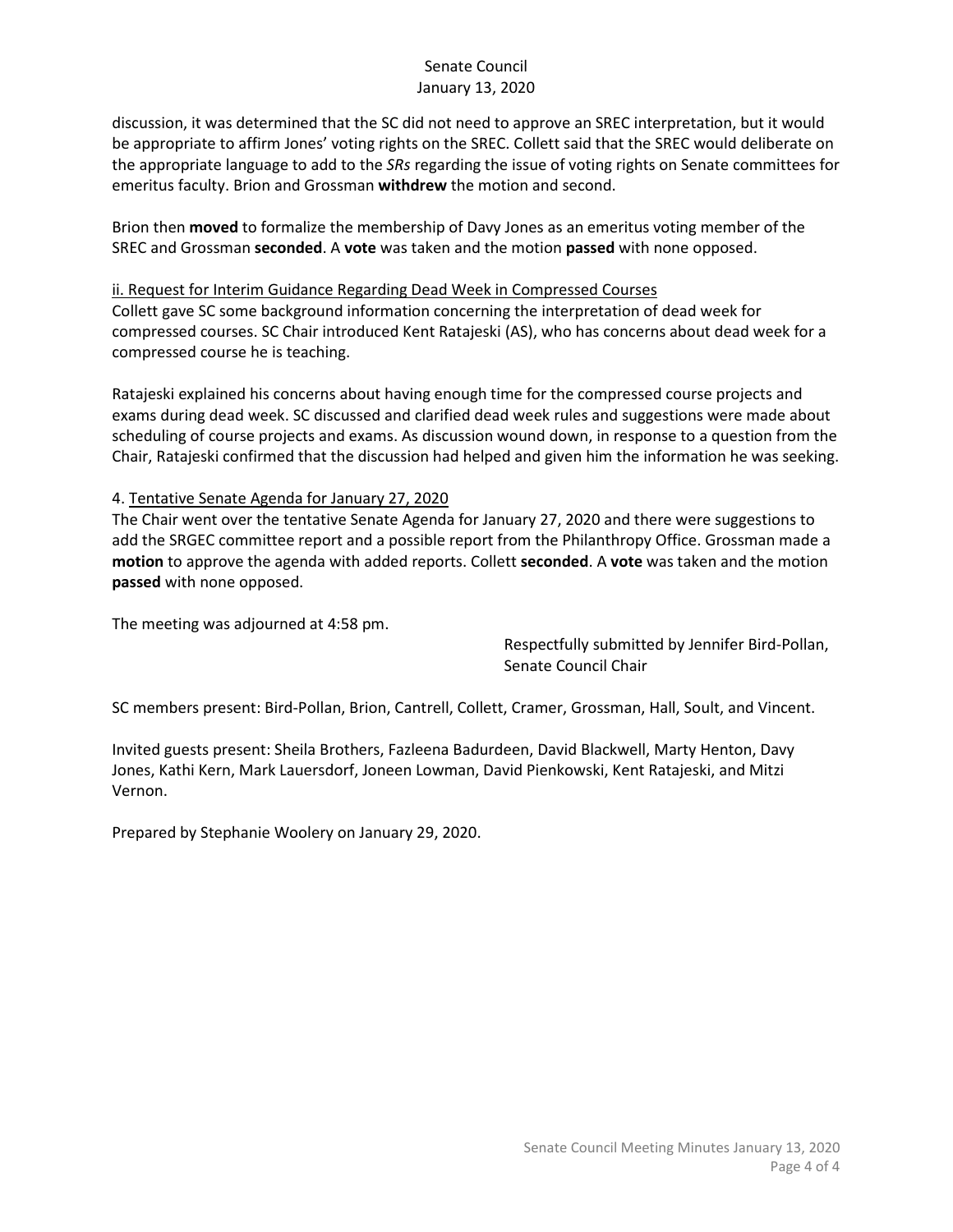discussion, it was determined that the SC did not need to approve an SREC interpretation, but it would be appropriate to affirm Jones' voting rights on the SREC. Collett said that the SREC would deliberate on the appropriate language to add to the *SRs* regarding the issue of voting rights on Senate committees for emeritus faculty. Brion and Grossman **withdrew** the motion and second.

Brion then **moved** to formalize the membership of Davy Jones as an emeritus voting member of the SREC and Grossman **seconded**. A **vote** was taken and the motion **passed** with none opposed.

ii. Request for Interim Guidance Regarding Dead Week in Compressed Courses

Collett gave SC some background information concerning the interpretation of dead week for compressed courses. SC Chair introduced Kent Ratajeski (AS), who has concerns about dead week for a compressed course he is teaching.

Ratajeski explained his concerns about having enough time for the compressed course projects and exams during dead week. SC discussed and clarified dead week rules and suggestions were made about scheduling of course projects and exams. As discussion wound down, in response to a question from the Chair, Ratajeski confirmed that the discussion had helped and given him the information he was seeking.

4. Tentative Senate Agenda for January 27, 2020

The Chair went over the tentative Senate Agenda for January 27, 2020 and there were suggestions to add the SRGEC committee report and a possible report from the Philanthropy Office. Grossman made a **motion** to approve the agenda with added reports. Collett **seconded**. A **vote** was taken and the motion **passed** with none opposed.

The meeting was adjourned at 4:58 pm.

Respectfully submitted by Jennifer Bird-Pollan,
Senate Council Chair

SC members present: Bird-Pollan, Brion, Cantrell, Collett, Cramer, Grossman, Hall, Soult, and Vincent.

Invited guests present: Sheila Brothers, Fazleena Badurdeen, David Blackwell, Marty Henton, Davy Jones, Kathi Kern, Mark Lauersdorf, Joneen Lowman, David Pienkowski, Kent Ratajeski, and Mitzi Vernon.

Prepared by Stephanie Woolery on January 29, 2020.